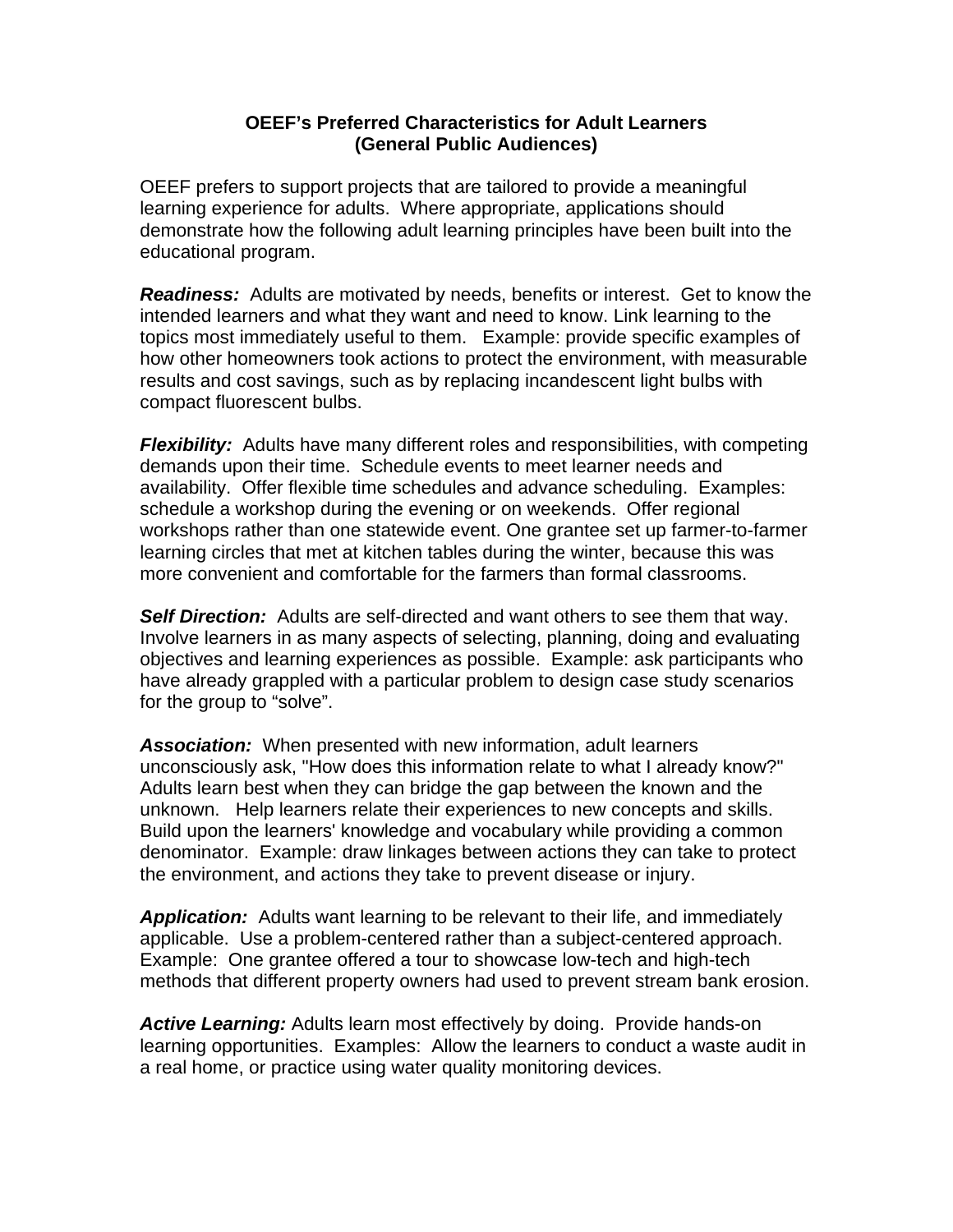# OEEF's Preferred Characteristics for Adult Learners
## (General Public Audiences)

OEEF prefers to support projects that are tailored to provide a meaningful learning experience for adults. Where appropriate, applications should demonstrate how the following adult learning principles have been built into the educational program.

***Readiness:*** Adults are motivated by needs, benefits or interest. Get to know the intended learners and what they want and need to know. Link learning to the topics most immediately useful to them. Example: provide specific examples of how other homeowners took actions to protect the environment, with measurable results and cost savings, such as by replacing incandescent light bulbs with compact fluorescent bulbs.

***Flexibility:*** Adults have many different roles and responsibilities, with competing demands upon their time. Schedule events to meet learner needs and availability. Offer flexible time schedules and advance scheduling. Examples: schedule a workshop during the evening or on weekends. Offer regional workshops rather than one statewide event. One grantee set up farmer-to-farmer learning circles that met at kitchen tables during the winter, because this was more convenient and comfortable for the farmers than formal classrooms.

***Self Direction:*** Adults are self-directed and want others to see them that way. Involve learners in as many aspects of selecting, planning, doing and evaluating objectives and learning experiences as possible. Example: ask participants who have already grappled with a particular problem to design case study scenarios for the group to "solve".

***Association:*** When presented with new information, adult learners unconsciously ask, "How does this information relate to what I already know?" Adults learn best when they can bridge the gap between the known and the unknown. Help learners relate their experiences to new concepts and skills. Build upon the learners' knowledge and vocabulary while providing a common denominator. Example: draw linkages between actions they can take to protect the environment, and actions they take to prevent disease or injury.

***Application:*** Adults want learning to be relevant to their life, and immediately applicable. Use a problem-centered rather than a subject-centered approach. Example: One grantee offered a tour to showcase low-tech and high-tech methods that different property owners had used to prevent stream bank erosion.

***Active Learning:*** Adults learn most effectively by doing. Provide hands-on learning opportunities. Examples: Allow the learners to conduct a waste audit in a real home, or practice using water quality monitoring devices.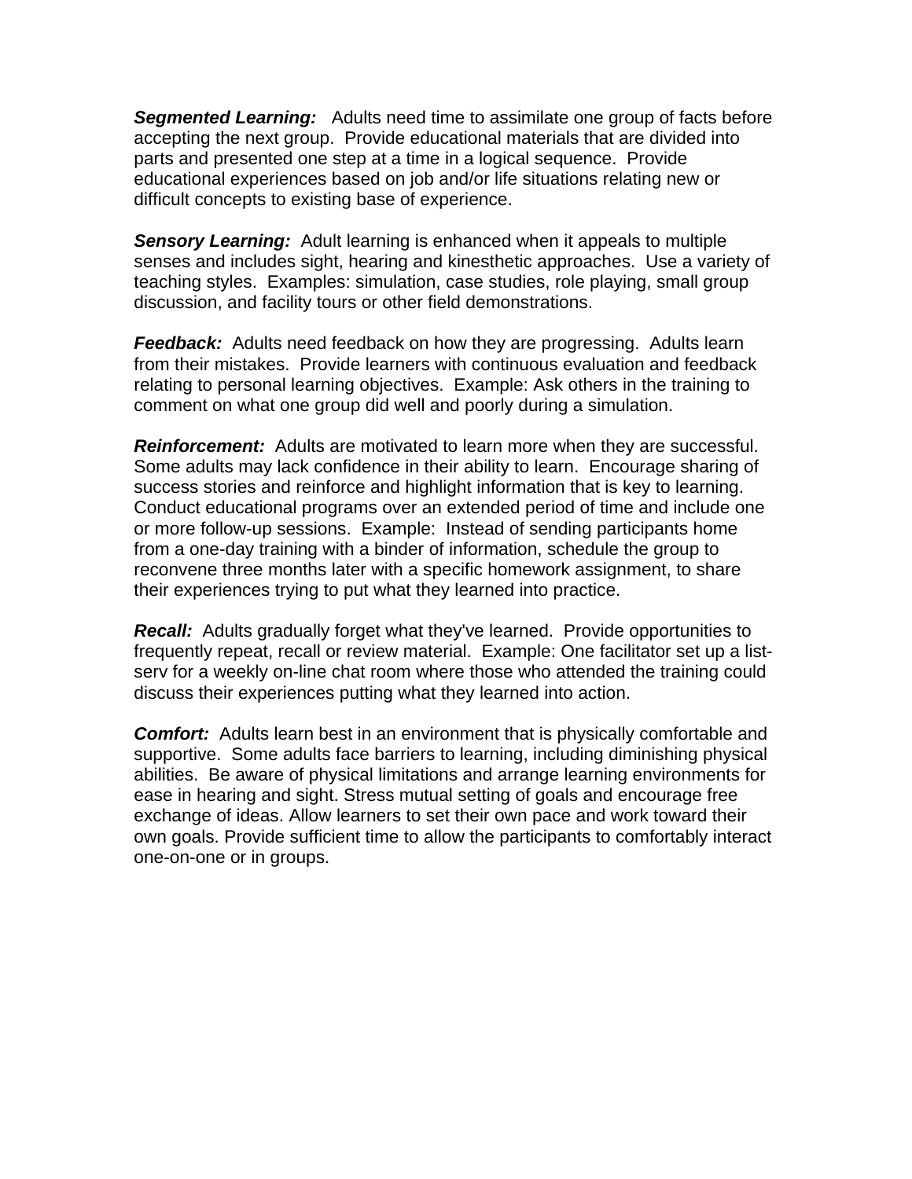***Segmented Learning:*** Adults need time to assimilate one group of facts before accepting the next group. Provide educational materials that are divided into parts and presented one step at a time in a logical sequence. Provide educational experiences based on job and/or life situations relating new or difficult concepts to existing base of experience.

***Sensory Learning:*** Adult learning is enhanced when it appeals to multiple senses and includes sight, hearing and kinesthetic approaches. Use a variety of teaching styles. Examples: simulation, case studies, role playing, small group discussion, and facility tours or other field demonstrations.

***Feedback:*** Adults need feedback on how they are progressing. Adults learn from their mistakes. Provide learners with continuous evaluation and feedback relating to personal learning objectives. Example: Ask others in the training to comment on what one group did well and poorly during a simulation.

***Reinforcement:*** Adults are motivated to learn more when they are successful. Some adults may lack confidence in their ability to learn. Encourage sharing of success stories and reinforce and highlight information that is key to learning. Conduct educational programs over an extended period of time and include one or more follow-up sessions. Example: Instead of sending participants home from a one-day training with a binder of information, schedule the group to reconvene three months later with a specific homework assignment, to share their experiences trying to put what they learned into practice.

***Recall:*** Adults gradually forget what they've learned. Provide opportunities to frequently repeat, recall or review material. Example: One facilitator set up a list-serv for a weekly on-line chat room where those who attended the training could discuss their experiences putting what they learned into action.

***Comfort:*** Adults learn best in an environment that is physically comfortable and supportive. Some adults face barriers to learning, including diminishing physical abilities. Be aware of physical limitations and arrange learning environments for ease in hearing and sight. Stress mutual setting of goals and encourage free exchange of ideas. Allow learners to set their own pace and work toward their own goals. Provide sufficient time to allow the participants to comfortably interact one-on-one or in groups.